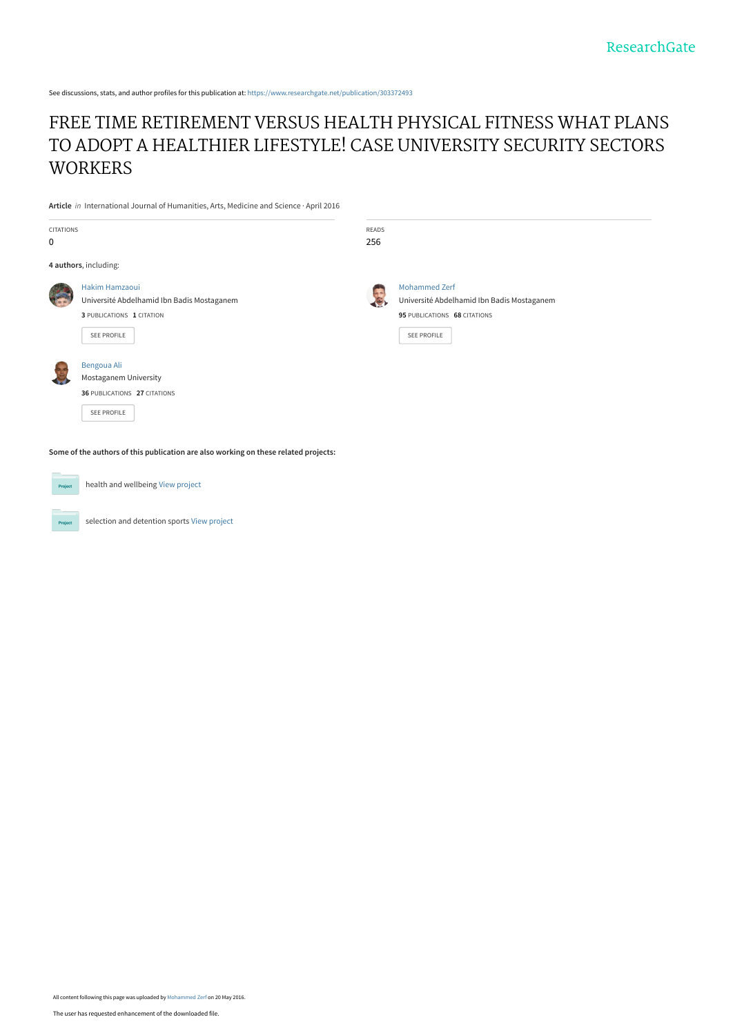See discussions, stats, and author profiles for this publication at: https://www.researchgate.net/publication/303372493

# FREE TIME RETIREMENT VERSUS HEALTH PHYSICAL FITNESS WHAT PLANS TO ADOPT A HEALTHIER LIFESTYLE! CASE UNIVERSITY SECURITY SECTORS WORKERS

**Article** *in* International Journal of Humanities, Arts, Medicine and Science · April 2016

CITATIONS
0

READS
256

**4 authors**, including:

Hakim Hamzaoui
Université Abdelhamid Ibn Badis Mostaganem
**3** PUBLICATIONS **1** CITATION
SEE PROFILE

Mohammed Zerf
Université Abdelhamid Ibn Badis Mostaganem
**95** PUBLICATIONS **68** CITATIONS
SEE PROFILE

Bengoua Ali
Mostaganem University
**36** PUBLICATIONS **27** CITATIONS
SEE PROFILE

**Some of the authors of this publication are also working on these related projects:**

health and wellbeing View project

selection and detention sports View project

All content following this page was uploaded by Mohammed Zerf on 20 May 2016.

The user has requested enhancement of the downloaded file.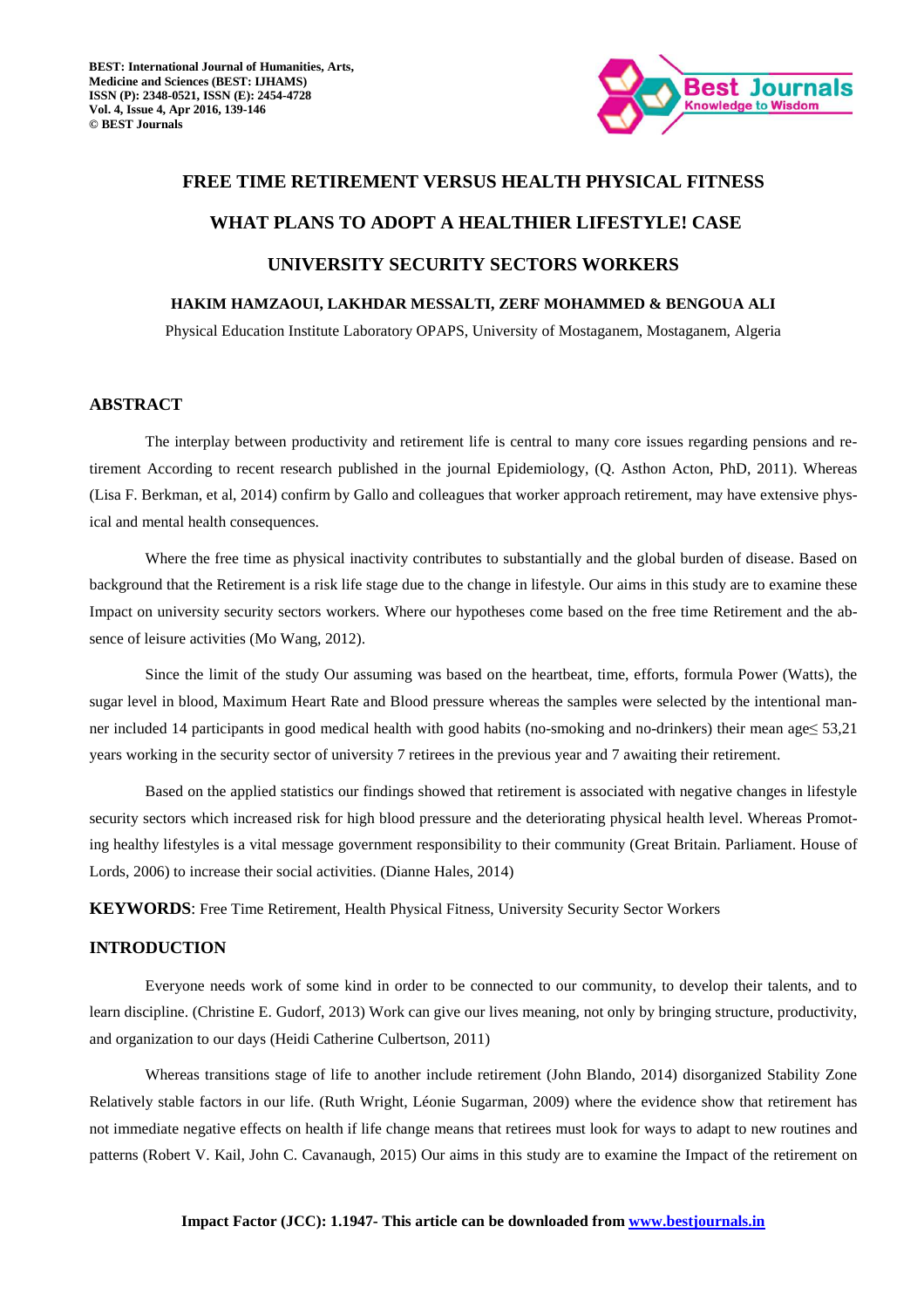# FREE TIME RETIREMENT VERSUS HEALTH PHYSICAL FITNESS WHAT PLANS TO ADOPT A HEALTHIER LIFESTYLE! CASE UNIVERSITY SECURITY SECTORS WORKERS

**HAKIM HAMZAOUI, LAKHDAR MESSALTI, ZERF MOHAMMED & BENGOUA ALI**

Physical Education Institute Laboratory OPAPS, University of Mostaganem, Mostaganem, Algeria

## ABSTRACT

The interplay between productivity and retirement life is central to many core issues regarding pensions and retirement According to recent research published in the journal Epidemiology, (Q. Asthon Acton, PhD, 2011). Whereas (Lisa F. Berkman, et al, 2014) confirm by Gallo and colleagues that worker approach retirement, may have extensive physical and mental health consequences.

Where the free time as physical inactivity contributes to substantially and the global burden of disease. Based on background that the Retirement is a risk life stage due to the change in lifestyle. Our aims in this study are to examine these Impact on university security sectors workers. Where our hypotheses come based on the free time Retirement and the absence of leisure activities (Mo Wang, 2012).

Since the limit of the study Our assuming was based on the heartbeat, time, efforts, formula Power (Watts), the sugar level in blood, Maximum Heart Rate and Blood pressure whereas the samples were selected by the intentional manner included 14 participants in good medical health with good habits (no-smoking and no-drinkers) their mean age≤ 53,21 years working in the security sector of university 7 retirees in the previous year and 7 awaiting their retirement.

Based on the applied statistics our findings showed that retirement is associated with negative changes in lifestyle security sectors which increased risk for high blood pressure and the deteriorating physical health level. Whereas Promoting healthy lifestyles is a vital message government responsibility to their community (Great Britain. Parliament. House of Lords, 2006) to increase their social activities. (Dianne Hales, 2014)

**KEYWORDS**: Free Time Retirement, Health Physical Fitness, University Security Sector Workers

## INTRODUCTION

Everyone needs work of some kind in order to be connected to our community, to develop their talents, and to learn discipline. (Christine E. Gudorf, 2013) Work can give our lives meaning, not only by bringing structure, productivity, and organization to our days (Heidi Catherine Culbertson, 2011)

Whereas transitions stage of life to another include retirement (John Blando, 2014) disorganized Stability Zone Relatively stable factors in our life. (Ruth Wright, Léonie Sugarman, 2009) where the evidence show that retirement has not immediate negative effects on health if life change means that retirees must look for ways to adapt to new routines and patterns (Robert V. Kail, John C. Cavanaugh, 2015) Our aims in this study are to examine the Impact of the retirement on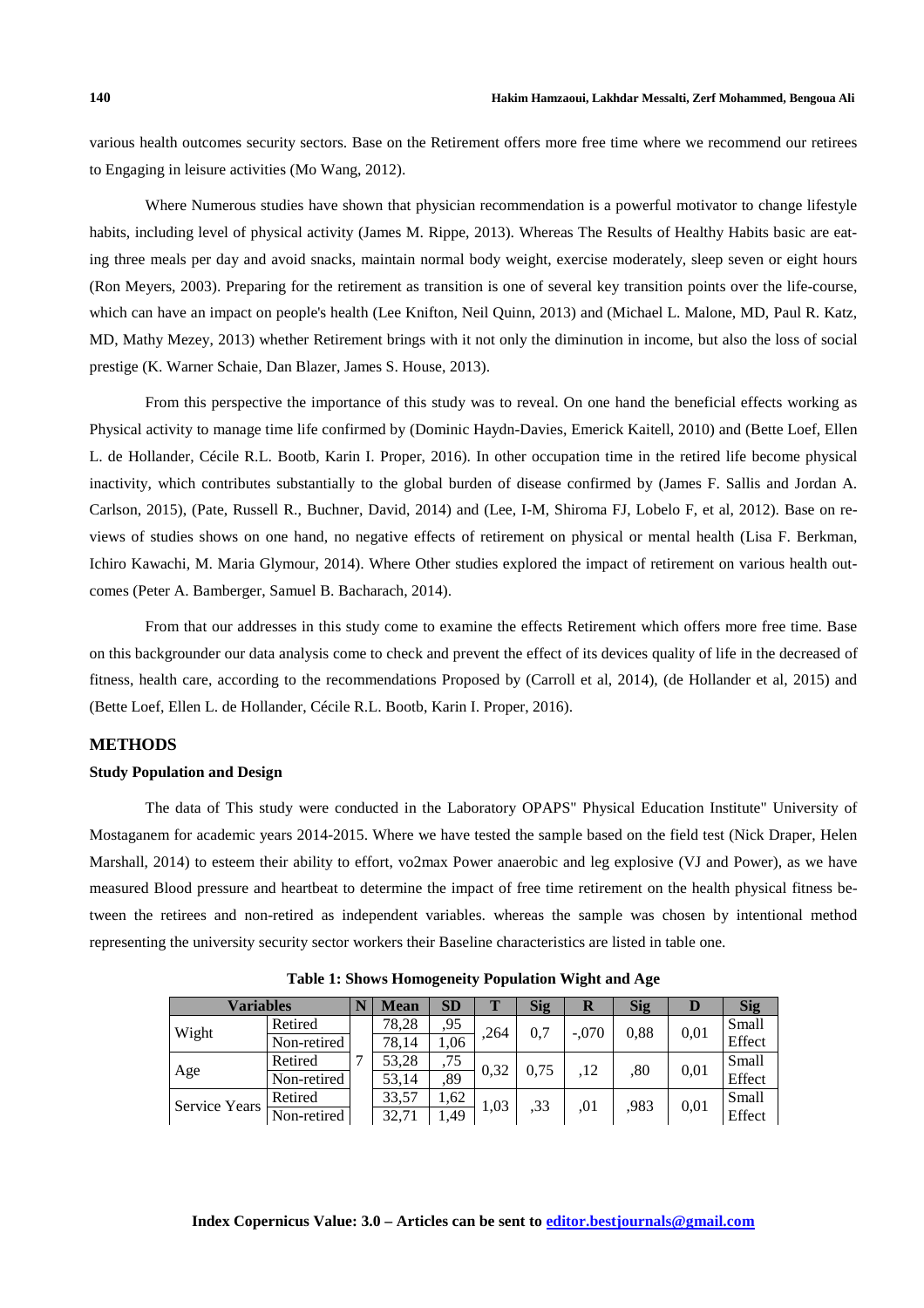various health outcomes security sectors. Base on the Retirement offers more free time where we recommend our retirees to Engaging in leisure activities (Mo Wang, 2012).

Where Numerous studies have shown that physician recommendation is a powerful motivator to change lifestyle habits, including level of physical activity (James M. Rippe, 2013). Whereas The Results of Healthy Habits basic are eating three meals per day and avoid snacks, maintain normal body weight, exercise moderately, sleep seven or eight hours (Ron Meyers, 2003). Preparing for the retirement as transition is one of several key transition points over the life-course, which can have an impact on people's health (Lee Knifton, Neil Quinn, 2013) and (Michael L. Malone, MD, Paul R. Katz, MD, Mathy Mezey, 2013) whether Retirement brings with it not only the diminution in income, but also the loss of social prestige (K. Warner Schaie, Dan Blazer, James S. House, 2013).

From this perspective the importance of this study was to reveal. On one hand the beneficial effects working as Physical activity to manage time life confirmed by (Dominic Haydn-Davies, Emerick Kaitell, 2010) and (Bette Loef, Ellen L. de Hollander, Cécile R.L. Bootb, Karin I. Proper, 2016). In other occupation time in the retired life become physical inactivity, which contributes substantially to the global burden of disease confirmed by (James F. Sallis and Jordan A. Carlson, 2015), (Pate, Russell R., Buchner, David, 2014) and (Lee, I-M, Shiroma FJ, Lobelo F, et al, 2012). Base on reviews of studies shows on one hand, no negative effects of retirement on physical or mental health (Lisa F. Berkman, Ichiro Kawachi, M. Maria Glymour, 2014). Where Other studies explored the impact of retirement on various health outcomes (Peter A. Bamberger, Samuel B. Bacharach, 2014).

From that our addresses in this study come to examine the effects Retirement which offers more free time. Base on this backgrounder our data analysis come to check and prevent the effect of its devices quality of life in the decreased of fitness, health care, according to the recommendations Proposed by (Carroll et al, 2014), (de Hollander et al, 2015) and (Bette Loef, Ellen L. de Hollander, Cécile R.L. Bootb, Karin I. Proper, 2016).

## METHODS

### Study Population and Design

The data of This study were conducted in the Laboratory OPAPS" Physical Education Institute" University of Mostaganem for academic years 2014-2015. Where we have tested the sample based on the field test (Nick Draper, Helen Marshall, 2014) to esteem their ability to effort, vo2max Power anaerobic and leg explosive (VJ and Power), as we have measured Blood pressure and heartbeat to determine the impact of free time retirement on the health physical fitness between the retirees and non-retired as independent variables. whereas the sample was chosen by intentional method representing the university security sector workers their Baseline characteristics are listed in table one.

**Table 1: Shows Homogeneity Population Wight and Age**

| Variables | | N | Mean | SD | T | Sig | R | Sig | D | Sig |
|---|---|---|---|---|---|---|---|---|---|---|
| Wight | Retired | 7 | 78,28 | ,95 | ,264 | 0,7 | -,070 | 0,88 | 0,01 | Small Effect |
| | Non-retired | | 78,14 | 1,06 | | | | | | |
| Age | Retired | | 53,28 | ,75 | 0,32 | 0,75 | ,12 | ,80 | 0,01 | Small Effect |
| | Non-retired | | 53,14 | ,89 | | | | | | |
| Service Years | Retired | | 33,57 | 1,62 | 1,03 | ,33 | ,01 | ,983 | 0,01 | Small Effect |
| | Non-retired | | 32,71 | 1,49 | | | | | | |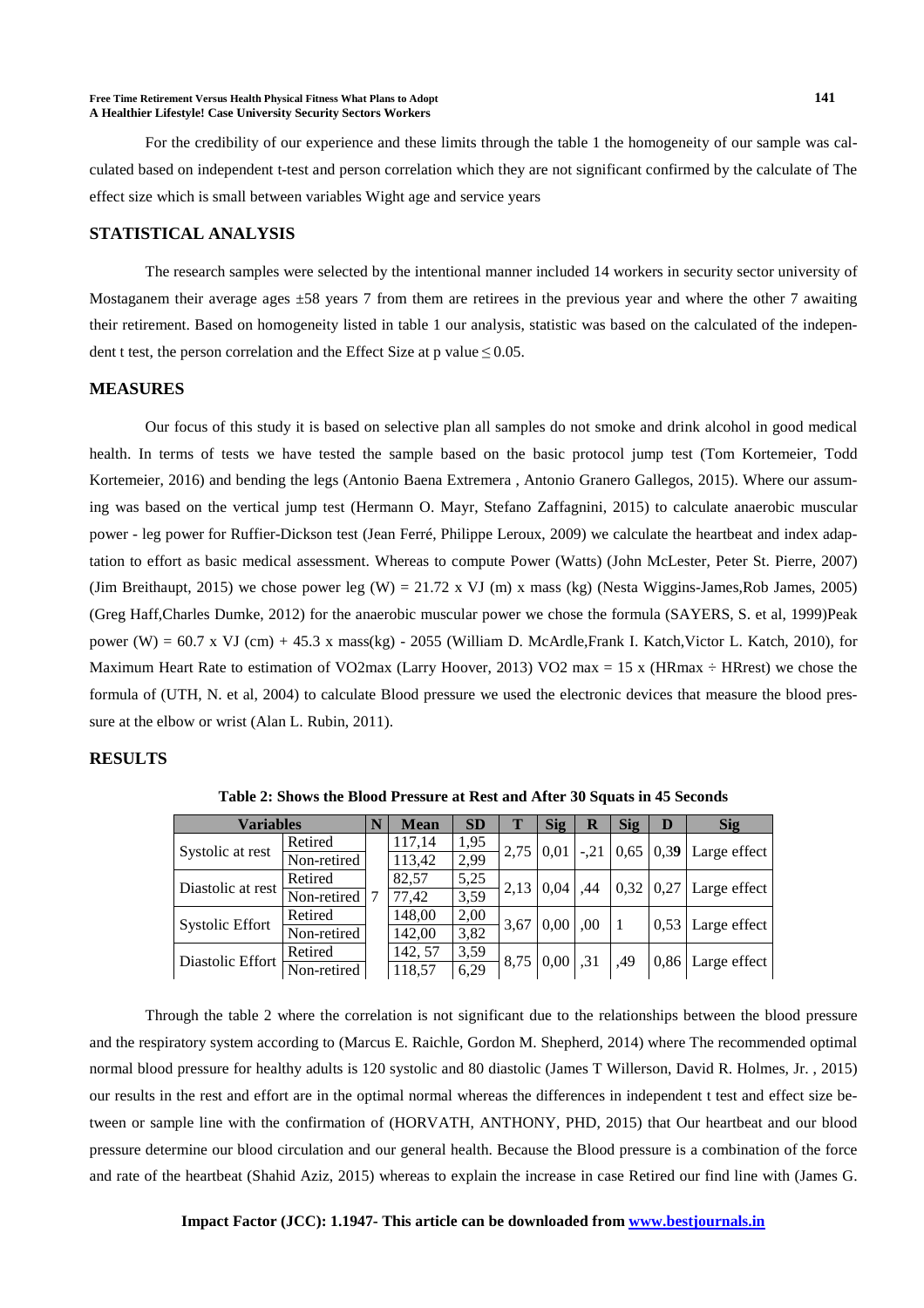For the credibility of our experience and these limits through the table 1 the homogeneity of our sample was calculated based on independent t-test and person correlation which they are not significant confirmed by the calculate of The effect size which is small between variables Wight age and service years

## STATISTICAL ANALYSIS

The research samples were selected by the intentional manner included 14 workers in security sector university of Mostaganem their average ages ±58 years 7 from them are retirees in the previous year and where the other 7 awaiting their retirement. Based on homogeneity listed in table 1 our analysis, statistic was based on the calculated of the independent t test, the person correlation and the Effect Size at p value ≤ 0.05.

## MEASURES

Our focus of this study it is based on selective plan all samples do not smoke and drink alcohol in good medical health. In terms of tests we have tested the sample based on the basic protocol jump test (Tom Kortemeier, Todd Kortemeier, 2016) and bending the legs (Antonio Baena Extremera , Antonio Granero Gallegos, 2015). Where our assuming was based on the vertical jump test (Hermann O. Mayr, Stefano Zaffagnini, 2015) to calculate anaerobic muscular power - leg power for Ruffier-Dickson test (Jean Ferré, Philippe Leroux, 2009) we calculate the heartbeat and index adaptation to effort as basic medical assessment. Whereas to compute Power (Watts) (John McLester, Peter St. Pierre, 2007) (Jim Breithaupt, 2015) we chose power leg (W) = 21.72 x VJ (m) x mass (kg) (Nesta Wiggins-James,Rob James, 2005) (Greg Haff,Charles Dumke, 2012) for the anaerobic muscular power we chose the formula (SAYERS, S. et al, 1999)Peak power (W) = 60.7 x VJ (cm) + 45.3 x mass(kg) - 2055 (William D. McArdle,Frank I. Katch,Victor L. Katch, 2010), for Maximum Heart Rate to estimation of VO2max (Larry Hoover, 2013) VO2 max = 15 x (HRmax ÷ HRrest) we chose the formula of (UTH, N. et al, 2004) to calculate Blood pressure we used the electronic devices that measure the blood pressure at the elbow or wrist (Alan L. Rubin, 2011).

## RESULTS

**Table 2: Shows the Blood Pressure at Rest and After 30 Squats in 45 Seconds**

| Variables | | N | Mean | SD | T | Sig | R | Sig | D | Sig |
|---|---|---|---|---|---|---|---|---|---|---|
| Systolic at rest | Retired | 7 | 117,14 | 1,95 | 2,75 | 0,01 | -,21 | 0,65 | 0,3**9** | Large effect |
| | Non-retired | | 113,42 | 2,99 | | | | | | |
| Diastolic at rest | Retired | | 82,57 | 5,25 | 2,13 | 0,04 | ,44 | 0,32 | 0,27 | Large effect |
| | Non-retired | | 77,42 | 3,59 | | | | | | |
| Systolic Effort | Retired | | 148,00 | 2,00 | 3,67 | 0,00 | ,00 | 1 | 0,53 | Large effect |
| | Non-retired | | 142,00 | 3,82 | | | | | | |
| Diastolic Effort | Retired | | 142, 57 | 3,59 | 8,75 | 0,00 | ,31 | ,49 | 0,86 | Large effect |
| | Non-retired | | 118,57 | 6,29 | | | | | | |

Through the table 2 where the correlation is not significant due to the relationships between the blood pressure and the respiratory system according to (Marcus E. Raichle, Gordon M. Shepherd, 2014) where The recommended optimal normal blood pressure for healthy adults is 120 systolic and 80 diastolic (James T Willerson, David R. Holmes, Jr. , 2015) our results in the rest and effort are in the optimal normal whereas the differences in independent t test and effect size between or sample line with the confirmation of (HORVATH, ANTHONY, PHD, 2015) that Our heartbeat and our blood pressure determine our blood circulation and our general health. Because the Blood pressure is a combination of the force and rate of the heartbeat (Shahid Aziz, 2015) whereas to explain the increase in case Retired our find line with (James G.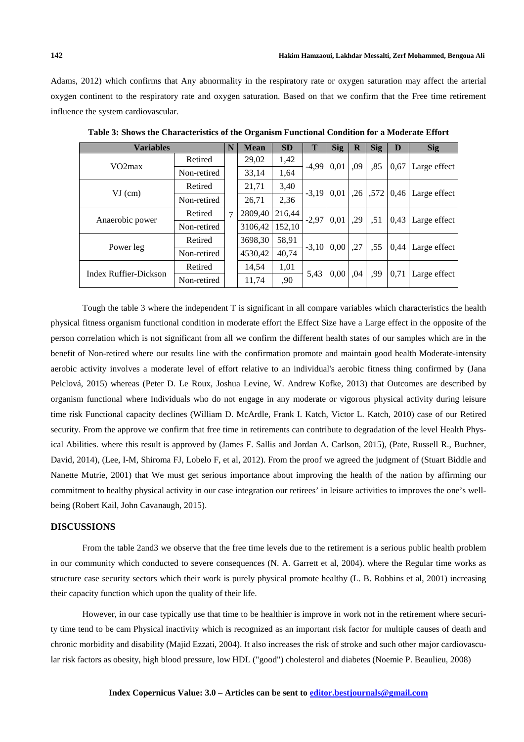Adams, 2012) which confirms that Any abnormality in the respiratory rate or oxygen saturation may affect the arterial oxygen continent to the respiratory rate and oxygen saturation. Based on that we confirm that the Free time retirement influence the system cardiovascular.

**Table 3: Shows the Characteristics of the Organism Functional Condition for a Moderate Effort**

| Variables | | N | Mean | SD | T | Sig | R | Sig | D | Sig |
|---|---|---|---|---|---|---|---|---|---|---|
| VO2max | Retired | 7 | 29,02 | 1,42 | -4,99 | 0,01 | ,09 | ,85 | 0,67 | Large effect |
| | Non-retired | | 33,14 | 1,64 | | | | | | |
| VJ (cm) | Retired | | 21,71 | 3,40 | -3,19 | 0,01 | ,26 | ,572 | 0,46 | Large effect |
| | Non-retired | | 26,71 | 2,36 | | | | | | |
| Anaerobic power | Retired | | 2809,40 | 216,44 | -2,97 | 0,01 | ,29 | ,51 | 0,43 | Large effect |
| | Non-retired | | 3106,42 | 152,10 | | | | | | |
| Power leg | Retired | | 3698,30 | 58,91 | -3,10 | 0,00 | ,27 | ,55 | 0,44 | Large effect |
| | Non-retired | | 4530,42 | 40,74 | | | | | | |
| Index Ruffier-Dickson | Retired | | 14,54 | 1,01 | 5,43 | 0,00 | ,04 | ,99 | 0,71 | Large effect |
| | Non-retired | | 11,74 | ,90 | | | | | | |

Tough the table 3 where the independent T is significant in all compare variables which characteristics the health physical fitness organism functional condition in moderate effort the Effect Size have a Large effect in the opposite of the person correlation which is not significant from all we confirm the different health states of our samples which are in the benefit of Non-retired where our results line with the confirmation promote and maintain good health Moderate-intensity aerobic activity involves a moderate level of effort relative to an individual's aerobic fitness thing confirmed by (Jana Pelclová, 2015) whereas (Peter D. Le Roux, Joshua Levine, W. Andrew Kofke, 2013) that Outcomes are described by organism functional where Individuals who do not engage in any moderate or vigorous physical activity during leisure time risk Functional capacity declines (William D. McArdle, Frank I. Katch, Victor L. Katch, 2010) case of our Retired security. From the approve we confirm that free time in retirements can contribute to degradation of the level Health Physical Abilities. where this result is approved by (James F. Sallis and Jordan A. Carlson, 2015), (Pate, Russell R., Buchner, David, 2014), (Lee, I-M, Shiroma FJ, Lobelo F, et al, 2012). From the proof we agreed the judgment of (Stuart Biddle and Nanette Mutrie, 2001) that We must get serious importance about improving the health of the nation by affirming our commitment to healthy physical activity in our case integration our retirees' in leisure activities to improves the one's well-being (Robert Kail, John Cavanaugh, 2015).

## DISCUSSIONS

From the table 2and3 we observe that the free time levels due to the retirement is a serious public health problem in our community which conducted to severe consequences (N. A. Garrett et al, 2004). where the Regular time works as structure case security sectors which their work is purely physical promote healthy (L. B. Robbins et al, 2001) increasing their capacity function which upon the quality of their life.

However, in our case typically use that time to be healthier is improve in work not in the retirement where security time tend to be cam Physical inactivity which is recognized as an important risk factor for multiple causes of death and chronic morbidity and disability (Majid Ezzati, 2004). It also increases the risk of stroke and such other major cardiovascular risk factors as obesity, high blood pressure, low HDL ("good") cholesterol and diabetes (Noemie P. Beaulieu, 2008)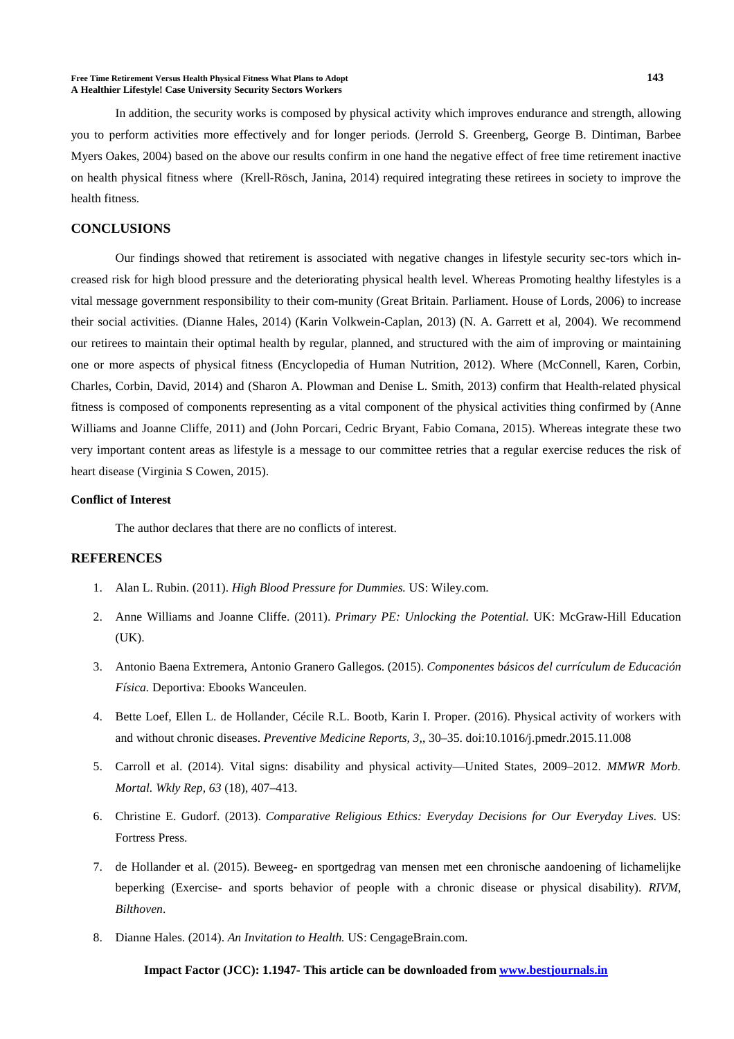In addition, the security works is composed by physical activity which improves endurance and strength, allowing you to perform activities more effectively and for longer periods. (Jerrold S. Greenberg, George B. Dintiman, Barbee Myers Oakes, 2004) based on the above our results confirm in one hand the negative effect of free time retirement inactive on health physical fitness where (Krell-Rösch, Janina, 2014) required integrating these retirees in society to improve the health fitness.

## CONCLUSIONS

Our findings showed that retirement is associated with negative changes in lifestyle security sec-tors which in-creased risk for high blood pressure and the deteriorating physical health level. Whereas Promoting healthy lifestyles is a vital message government responsibility to their com-munity (Great Britain. Parliament. House of Lords, 2006) to increase their social activities. (Dianne Hales, 2014) (Karin Volkwein-Caplan, 2013) (N. A. Garrett et al, 2004). We recommend our retirees to maintain their optimal health by regular, planned, and structured with the aim of improving or maintaining one or more aspects of physical fitness (Encyclopedia of Human Nutrition, 2012). Where (McConnell, Karen, Corbin, Charles, Corbin, David, 2014) and (Sharon A. Plowman and Denise L. Smith, 2013) confirm that Health-related physical fitness is composed of components representing as a vital component of the physical activities thing confirmed by (Anne Williams and Joanne Cliffe, 2011) and (John Porcari, Cedric Bryant, Fabio Comana, 2015). Whereas integrate these two very important content areas as lifestyle is a message to our committee retries that a regular exercise reduces the risk of heart disease (Virginia S Cowen, 2015).

### Conflict of Interest

The author declares that there are no conflicts of interest.

## REFERENCES

1. Alan L. Rubin. (2011). *High Blood Pressure for Dummies.* US: Wiley.com.
2. Anne Williams and Joanne Cliffe. (2011). *Primary PE: Unlocking the Potential.* UK: McGraw-Hill Education (UK).
3. Antonio Baena Extremera, Antonio Granero Gallegos. (2015). *Componentes básicos del currículum de Educación Física.* Deportiva: Ebooks Wanceulen.
4. Bette Loef, Ellen L. de Hollander, Cécile R.L. Bootb, Karin I. Proper. (2016). Physical activity of workers with and without chronic diseases. *Preventive Medicine Reports, 3*,, 30–35. doi:10.1016/j.pmedr.2015.11.008
5. Carroll et al. (2014). Vital signs: disability and physical activity—United States, 2009–2012. *MMWR Morb. Mortal. Wkly Rep, 63* (18), 407–413.
6. Christine E. Gudorf. (2013). *Comparative Religious Ethics: Everyday Decisions for Our Everyday Lives.* US: Fortress Press.
7. de Hollander et al. (2015). Beweeg- en sportgedrag van mensen met een chronische aandoening of lichamelijke beperking (Exercise- and sports behavior of people with a chronic disease or physical disability). *RIVM, Bilthoven*.
8. Dianne Hales. (2014). *An Invitation to Health.* US: CengageBrain.com.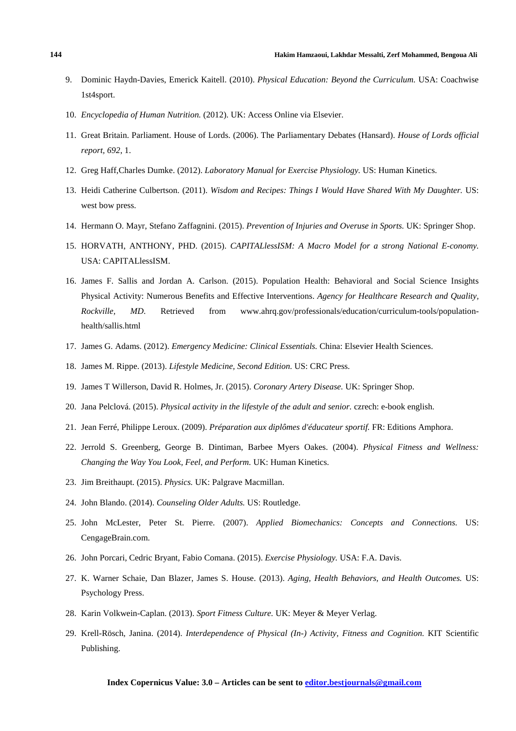9. Dominic Haydn-Davies, Emerick Kaitell. (2010). *Physical Education: Beyond the Curriculum.* USA: Coachwise 1st4sport.
10. *Encyclopedia of Human Nutrition.* (2012). UK: Access Online via Elsevier.
11. Great Britain. Parliament. House of Lords. (2006). The Parliamentary Debates (Hansard). *House of Lords official report, 692*, 1.
12. Greg Haff,Charles Dumke. (2012). *Laboratory Manual for Exercise Physiology.* US: Human Kinetics.
13. Heidi Catherine Culbertson. (2011). *Wisdom and Recipes: Things I Would Have Shared With My Daughter.* US: west bow press.
14. Hermann O. Mayr, Stefano Zaffagnini. (2015). *Prevention of Injuries and Overuse in Sports.* UK: Springer Shop.
15. HORVATH, ANTHONY, PHD. (2015). *CAPITALlessISM: A Macro Model for a strong National E-conomy.* USA: CAPITALlessISM.
16. James F. Sallis and Jordan A. Carlson. (2015). Population Health: Behavioral and Social Science Insights Physical Activity: Numerous Benefits and Effective Interventions. *Agency for Healthcare Research and Quality, Rockville, MD.* Retrieved from www.ahrq.gov/professionals/education/curriculum-tools/population-health/sallis.html
17. James G. Adams. (2012). *Emergency Medicine: Clinical Essentials.* China: Elsevier Health Sciences.
18. James M. Rippe. (2013). *Lifestyle Medicine, Second Edition.* US: CRC Press.
19. James T Willerson, David R. Holmes, Jr. (2015). *Coronary Artery Disease.* UK: Springer Shop.
20. Jana Pelclová. (2015). *Physical activity in the lifestyle of the adult and senior.* czrech: e-book english.
21. Jean Ferré, Philippe Leroux. (2009). *Préparation aux diplômes d'éducateur sportif.* FR: Editions Amphora.
22. Jerrold S. Greenberg, George B. Dintiman, Barbee Myers Oakes. (2004). *Physical Fitness and Wellness: Changing the Way You Look, Feel, and Perform.* UK: Human Kinetics.
23. Jim Breithaupt. (2015). *Physics.* UK: Palgrave Macmillan.
24. John Blando. (2014). *Counseling Older Adults.* US: Routledge.
25. John McLester, Peter St. Pierre. (2007). *Applied Biomechanics: Concepts and Connections.* US: CengageBrain.com.
26. John Porcari, Cedric Bryant, Fabio Comana. (2015). *Exercise Physiology.* USA: F.A. Davis.
27. K. Warner Schaie, Dan Blazer, James S. House. (2013). *Aging, Health Behaviors, and Health Outcomes.* US: Psychology Press.
28. Karin Volkwein-Caplan. (2013). *Sport Fitness Culture.* UK: Meyer & Meyer Verlag.
29. Krell-Rösch, Janina. (2014). *Interdependence of Physical (In-) Activity, Fitness and Cognition.* KIT Scientific Publishing.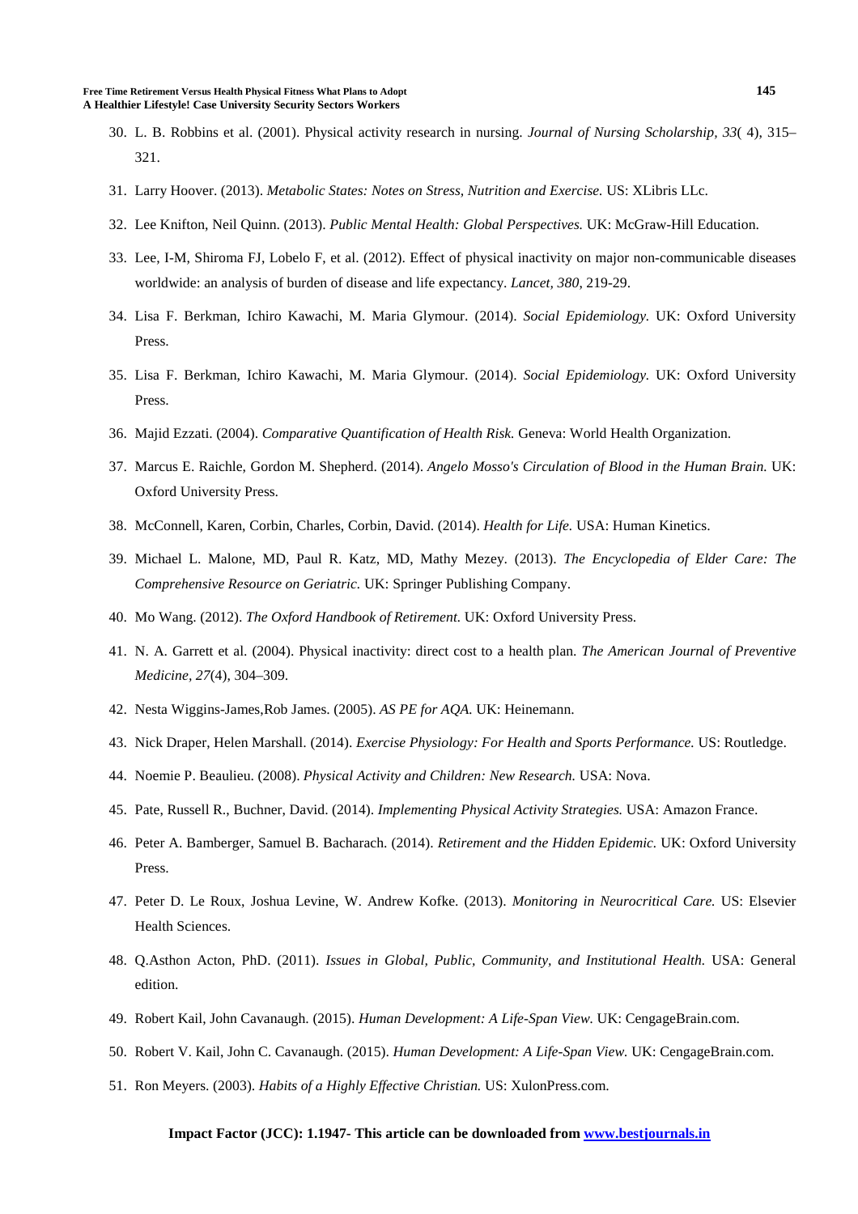30. L. B. Robbins et al. (2001). Physical activity research in nursing. *Journal of Nursing Scholarship, 33*( 4), 315–321.
31. Larry Hoover. (2013). *Metabolic States: Notes on Stress, Nutrition and Exercise.* US: XLibris LLc.
32. Lee Knifton, Neil Quinn. (2013). *Public Mental Health: Global Perspectives.* UK: McGraw-Hill Education.
33. Lee, I-M, Shiroma FJ, Lobelo F, et al. (2012). Effect of physical inactivity on major non-communicable diseases worldwide: an analysis of burden of disease and life expectancy. *Lancet, 380*, 219-29.
34. Lisa F. Berkman, Ichiro Kawachi, M. Maria Glymour. (2014). *Social Epidemiology.* UK: Oxford University Press.
35. Lisa F. Berkman, Ichiro Kawachi, M. Maria Glymour. (2014). *Social Epidemiology.* UK: Oxford University Press.
36. Majid Ezzati. (2004). *Comparative Quantification of Health Risk.* Geneva: World Health Organization.
37. Marcus E. Raichle, Gordon M. Shepherd. (2014). *Angelo Mosso's Circulation of Blood in the Human Brain.* UK: Oxford University Press.
38. McConnell, Karen, Corbin, Charles, Corbin, David. (2014). *Health for Life.* USA: Human Kinetics.
39. Michael L. Malone, MD, Paul R. Katz, MD, Mathy Mezey. (2013). *The Encyclopedia of Elder Care: The Comprehensive Resource on Geriatric.* UK: Springer Publishing Company.
40. Mo Wang. (2012). *The Oxford Handbook of Retirement.* UK: Oxford University Press.
41. N. A. Garrett et al. (2004). Physical inactivity: direct cost to a health plan. *The American Journal of Preventive Medicine, 27*(4), 304–309.
42. Nesta Wiggins-James,Rob James. (2005). *AS PE for AQA.* UK: Heinemann.
43. Nick Draper, Helen Marshall. (2014). *Exercise Physiology: For Health and Sports Performance.* US: Routledge.
44. Noemie P. Beaulieu. (2008). *Physical Activity and Children: New Research.* USA: Nova.
45. Pate, Russell R., Buchner, David. (2014). *Implementing Physical Activity Strategies.* USA: Amazon France.
46. Peter A. Bamberger, Samuel B. Bacharach. (2014). *Retirement and the Hidden Epidemic.* UK: Oxford University Press.
47. Peter D. Le Roux, Joshua Levine, W. Andrew Kofke. (2013). *Monitoring in Neurocritical Care.* US: Elsevier Health Sciences.
48. Q.Asthon Acton, PhD. (2011). *Issues in Global, Public, Community, and Institutional Health.* USA: General edition.
49. Robert Kail, John Cavanaugh. (2015). *Human Development: A Life-Span View.* UK: CengageBrain.com.
50. Robert V. Kail, John C. Cavanaugh. (2015). *Human Development: A Life-Span View.* UK: CengageBrain.com.
51. Ron Meyers. (2003). *Habits of a Highly Effective Christian.* US: XulonPress.com.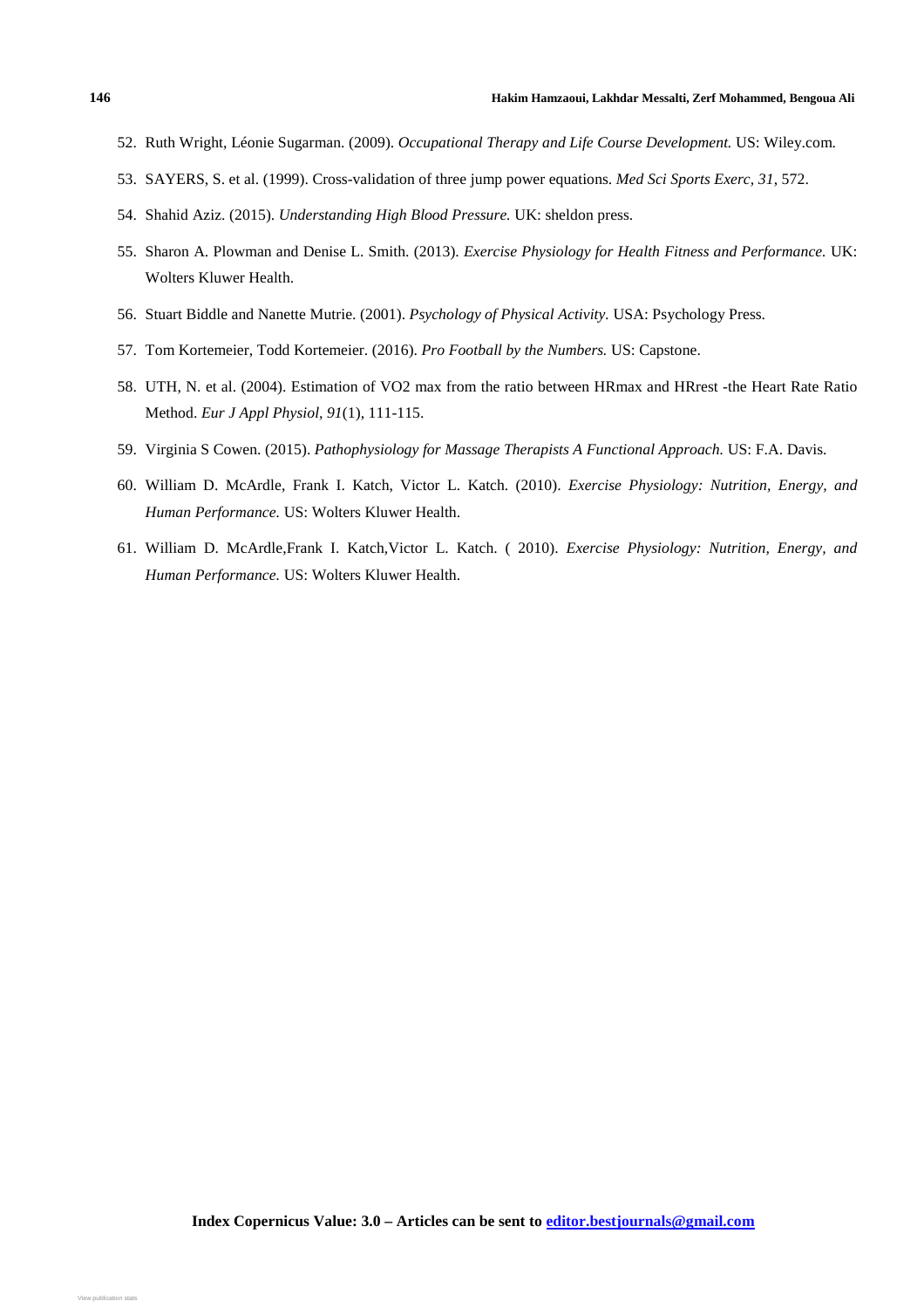52. Ruth Wright, Léonie Sugarman. (2009). *Occupational Therapy and Life Course Development.* US: Wiley.com.
53. SAYERS, S. et al. (1999). Cross-validation of three jump power equations. *Med Sci Sports Exerc, 31*, 572.
54. Shahid Aziz. (2015). *Understanding High Blood Pressure.* UK: sheldon press.
55. Sharon A. Plowman and Denise L. Smith. (2013). *Exercise Physiology for Health Fitness and Performance.* UK: Wolters Kluwer Health.
56. Stuart Biddle and Nanette Mutrie. (2001). *Psychology of Physical Activity.* USA: Psychology Press.
57. Tom Kortemeier, Todd Kortemeier. (2016). *Pro Football by the Numbers.* US: Capstone.
58. UTH, N. et al. (2004). Estimation of VO2 max from the ratio between HRmax and HRrest -the Heart Rate Ratio Method. *Eur J Appl Physiol, 91*(1), 111-115.
59. Virginia S Cowen. (2015). *Pathophysiology for Massage Therapists A Functional Approach.* US: F.A. Davis.
60. William D. McArdle, Frank I. Katch, Victor L. Katch. (2010). *Exercise Physiology: Nutrition, Energy, and Human Performance.* US: Wolters Kluwer Health.
61. William D. McArdle,Frank I. Katch,Victor L. Katch. ( 2010). *Exercise Physiology: Nutrition, Energy, and Human Performance.* US: Wolters Kluwer Health.